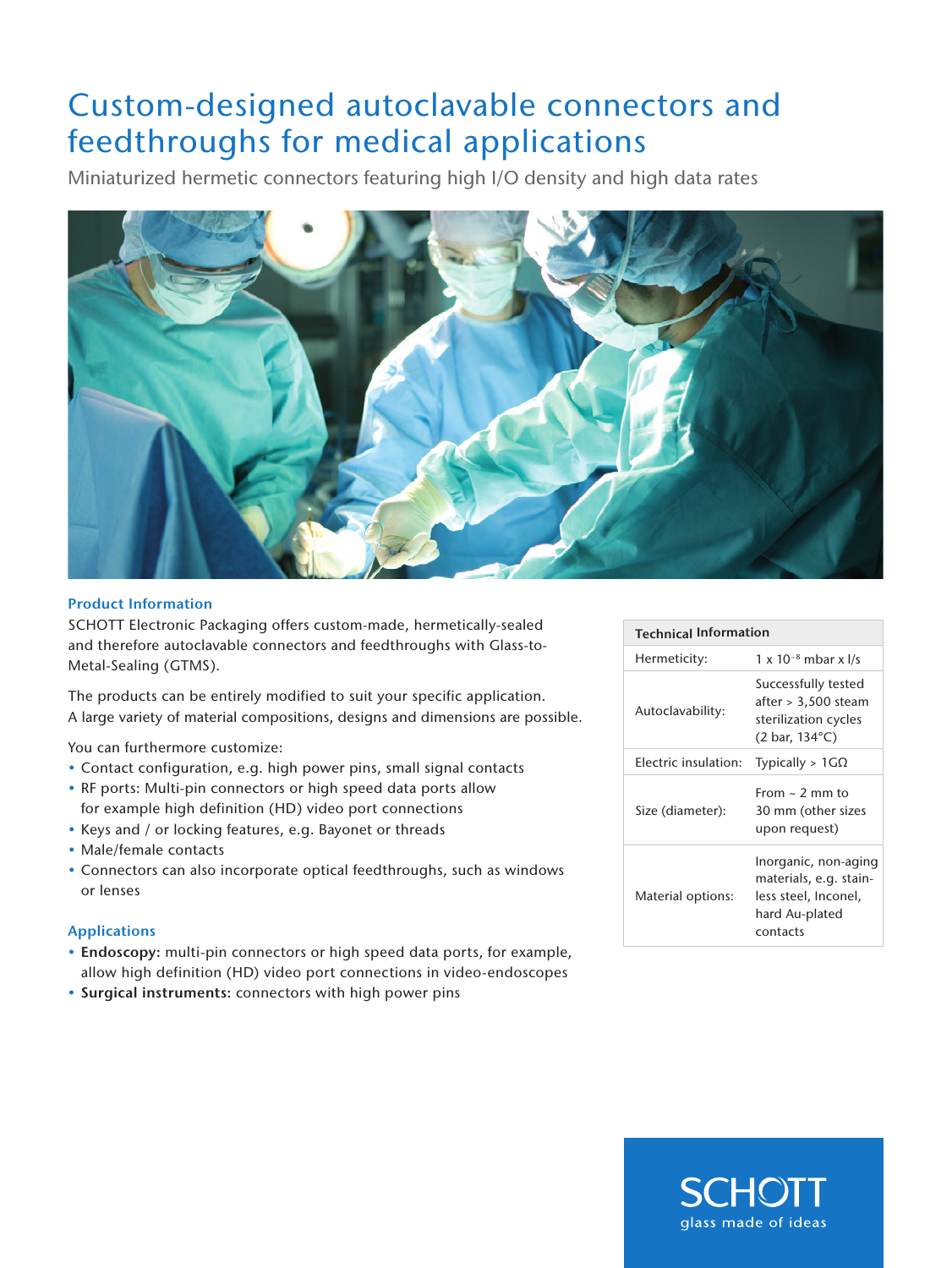# Custom-designed autoclavable connectors and feedthroughs for medical applications

Miniaturized hermetic connectors featuring high I/O density and high data rates

## Product Information

SCHOTT Electronic Packaging offers custom-made, hermetically-sealed and therefore autoclavable connectors and feedthroughs with Glass-to-Metal-Sealing (GTMS).

The products can be entirely modified to suit your specific application. A large variety of material compositions, designs and dimensions are possible.

You can furthermore customize:

- Contact configuration, e.g. high power pins, small signal contacts
- RF ports: Multi-pin connectors or high speed data ports allow for example high definition (HD) video port connections
- Keys and / or locking features, e.g. Bayonet or threads
- Male/female contacts
- Connectors can also incorporate optical feedthroughs, such as windows or lenses

## Applications

- **Endoscopy:** multi-pin connectors or high speed data ports, for example, allow high definition (HD) video port connections in video-endoscopes
- **Surgical instruments:** connectors with high power pins

| Technical Information | |
|---|---|
| Hermeticity: | 1 x $10^{-8}$ mbar x l/s |
| Autoclavability: | Successfully tested after > 3,500 steam sterilization cycles (2 bar, 134°C) |
| Electric insulation: | Typically > 1GΩ |
| Size (diameter): | From ~ 2 mm to 30 mm (other sizes upon request) |
| Material options: | Inorganic, non-aging materials, e.g. stainless steel, Inconel, hard Au-plated contacts |

SCHOTT
glass made of ideas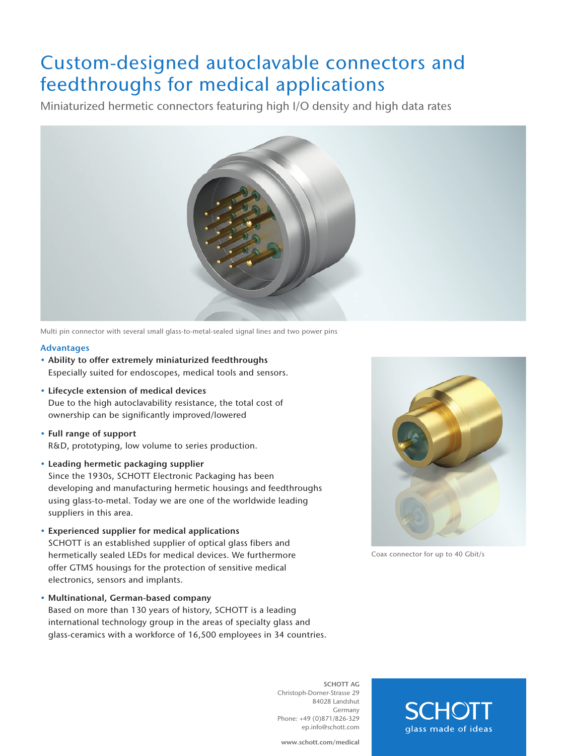# Custom-designed autoclavable connectors and feedthroughs for medical applications

Miniaturized hermetic connectors featuring high I/O density and high data rates

Multi pin connector with several small glass-to-metal-sealed signal lines and two power pins

## Advantages

- **Ability to offer extremely miniaturized feedthroughs**
  Especially suited for endoscopes, medical tools and sensors.
- **Lifecycle extension of medical devices**
  Due to the high autoclavability resistance, the total cost of ownership can be significantly improved/lowered
- **Full range of support**
  R&D, prototyping, low volume to series production.
- **Leading hermetic packaging supplier**
  Since the 1930s, SCHOTT Electronic Packaging has been developing and manufacturing hermetic housings and feedthroughs using glass-to-metal. Today we are one of the worldwide leading suppliers in this area.
- **Experienced supplier for medical applications**
  SCHOTT is an established supplier of optical glass fibers and hermetically sealed LEDs for medical devices. We furthermore offer GTMS housings for the protection of sensitive medical electronics, sensors and implants.
- **Multinational, German-based company**
  Based on more than 130 years of history, SCHOTT is a leading international technology group in the areas of specialty glass and glass-ceramics with a workforce of 16,500 employees in 34 countries.

Coax connector for up to 40 Gbit/s

**SCHOTT AG**
Christoph-Dorner-Strasse 29
84028 Landshut
Germany
Phone: +49 (0)871/826-329
ep.info@schott.com

**www.schott.com/medical**

SCHOTT
glass made of ideas